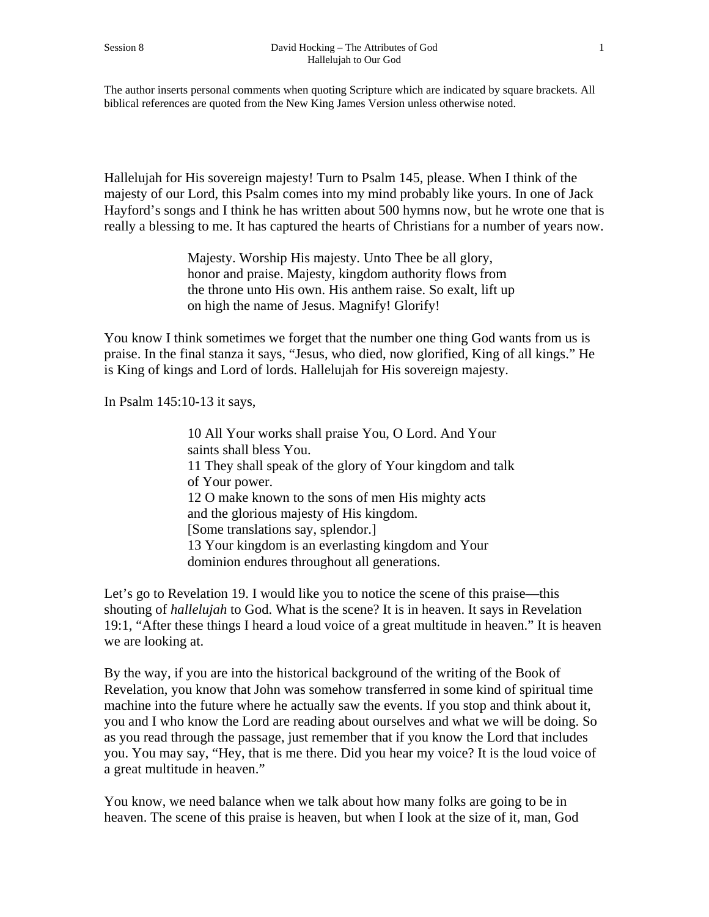The author inserts personal comments when quoting Scripture which are indicated by square brackets. All biblical references are quoted from the New King James Version unless otherwise noted.

Hallelujah for His sovereign majesty! Turn to Psalm 145, please. When I think of the majesty of our Lord, this Psalm comes into my mind probably like yours. In one of Jack Hayford's songs and I think he has written about 500 hymns now, but he wrote one that is really a blessing to me. It has captured the hearts of Christians for a number of years now.

> Majesty. Worship His majesty. Unto Thee be all glory, honor and praise. Majesty, kingdom authority flows from the throne unto His own. His anthem raise. So exalt, lift up on high the name of Jesus. Magnify! Glorify!

You know I think sometimes we forget that the number one thing God wants from us is praise. In the final stanza it says, "Jesus, who died, now glorified, King of all kings." He is King of kings and Lord of lords. Hallelujah for His sovereign majesty.

In Psalm 145:10-13 it says,

> 10 All Your works shall praise You, O Lord. And Your saints shall bless You.
> 11 They shall speak of the glory of Your kingdom and talk of Your power.
> 12 O make known to the sons of men His mighty acts and the glorious majesty of His kingdom.
> [Some translations say, splendor.]
> 13 Your kingdom is an everlasting kingdom and Your dominion endures throughout all generations.

Let's go to Revelation 19. I would like you to notice the scene of this praise—this shouting of *hallelujah* to God. What is the scene? It is in heaven. It says in Revelation 19:1, "After these things I heard a loud voice of a great multitude in heaven." It is heaven we are looking at.

By the way, if you are into the historical background of the writing of the Book of Revelation, you know that John was somehow transferred in some kind of spiritual time machine into the future where he actually saw the events. If you stop and think about it, you and I who know the Lord are reading about ourselves and what we will be doing. So as you read through the passage, just remember that if you know the Lord that includes you. You may say, "Hey, that is me there. Did you hear my voice? It is the loud voice of a great multitude in heaven."

You know, we need balance when we talk about how many folks are going to be in heaven. The scene of this praise is heaven, but when I look at the size of it, man, God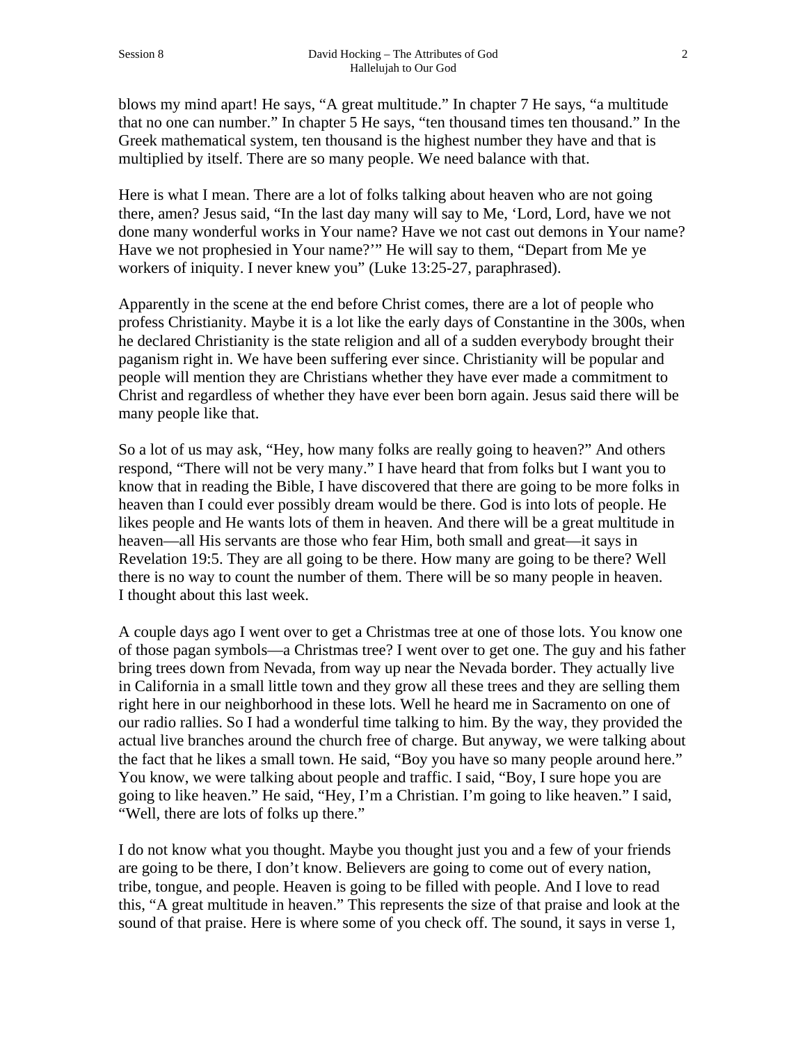blows my mind apart! He says, "A great multitude." In chapter 7 He says, "a multitude that no one can number." In chapter 5 He says, "ten thousand times ten thousand." In the Greek mathematical system, ten thousand is the highest number they have and that is multiplied by itself. There are so many people. We need balance with that.

Here is what I mean. There are a lot of folks talking about heaven who are not going there, amen? Jesus said, "In the last day many will say to Me, 'Lord, Lord, have we not done many wonderful works in Your name? Have we not cast out demons in Your name? Have we not prophesied in Your name?'" He will say to them, "Depart from Me ye workers of iniquity. I never knew you" (Luke 13:25-27, paraphrased).

Apparently in the scene at the end before Christ comes, there are a lot of people who profess Christianity. Maybe it is a lot like the early days of Constantine in the 300s, when he declared Christianity is the state religion and all of a sudden everybody brought their paganism right in. We have been suffering ever since. Christianity will be popular and people will mention they are Christians whether they have ever made a commitment to Christ and regardless of whether they have ever been born again. Jesus said there will be many people like that.

So a lot of us may ask, "Hey, how many folks are really going to heaven?" And others respond, "There will not be very many." I have heard that from folks but I want you to know that in reading the Bible, I have discovered that there are going to be more folks in heaven than I could ever possibly dream would be there. God is into lots of people. He likes people and He wants lots of them in heaven. And there will be a great multitude in heaven—all His servants are those who fear Him, both small and great—it says in Revelation 19:5. They are all going to be there. How many are going to be there? Well there is no way to count the number of them. There will be so many people in heaven. I thought about this last week.

A couple days ago I went over to get a Christmas tree at one of those lots. You know one of those pagan symbols—a Christmas tree? I went over to get one. The guy and his father bring trees down from Nevada, from way up near the Nevada border. They actually live in California in a small little town and they grow all these trees and they are selling them right here in our neighborhood in these lots. Well he heard me in Sacramento on one of our radio rallies. So I had a wonderful time talking to him. By the way, they provided the actual live branches around the church free of charge. But anyway, we were talking about the fact that he likes a small town. He said, "Boy you have so many people around here." You know, we were talking about people and traffic. I said, "Boy, I sure hope you are going to like heaven." He said, "Hey, I'm a Christian. I'm going to like heaven." I said, "Well, there are lots of folks up there."

I do not know what you thought. Maybe you thought just you and a few of your friends are going to be there, I don't know. Believers are going to come out of every nation, tribe, tongue, and people. Heaven is going to be filled with people. And I love to read this, "A great multitude in heaven." This represents the size of that praise and look at the sound of that praise. Here is where some of you check off. The sound, it says in verse 1,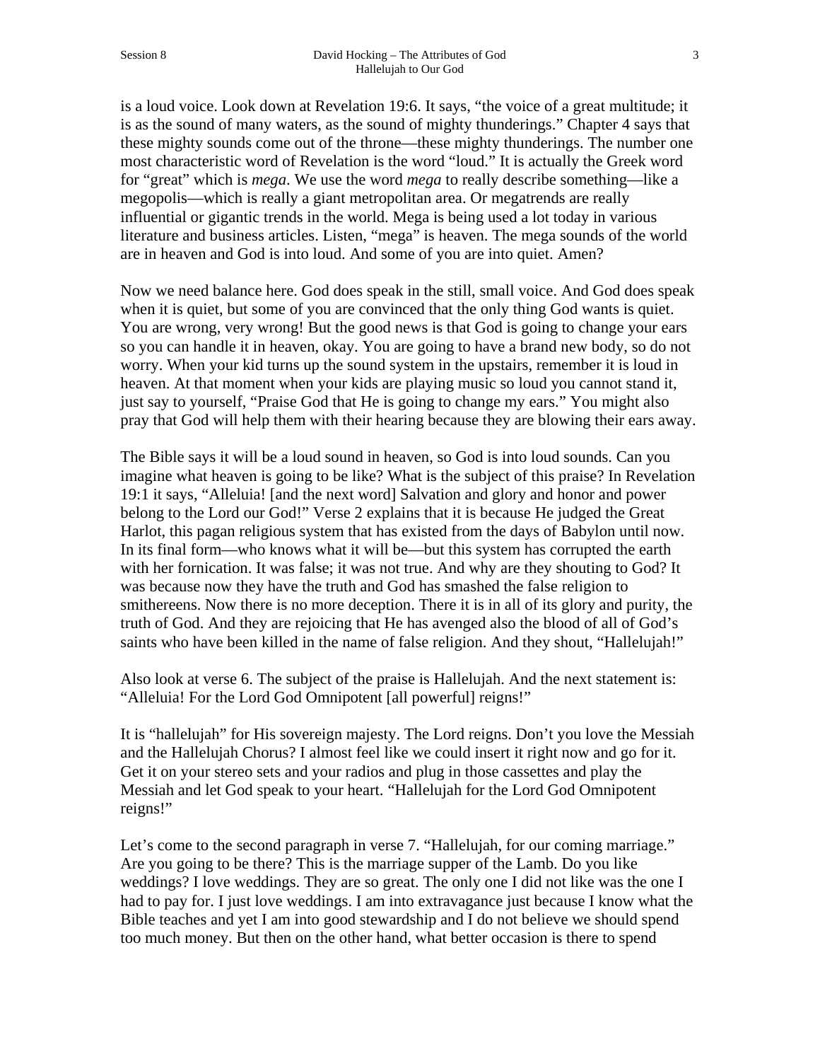is a loud voice. Look down at Revelation 19:6. It says, "the voice of a great multitude; it is as the sound of many waters, as the sound of mighty thunderings." Chapter 4 says that these mighty sounds come out of the throne—these mighty thunderings. The number one most characteristic word of Revelation is the word "loud." It is actually the Greek word for "great" which is *mega*. We use the word *mega* to really describe something—like a megopolis—which is really a giant metropolitan area. Or megatrends are really influential or gigantic trends in the world. Mega is being used a lot today in various literature and business articles. Listen, "mega" is heaven. The mega sounds of the world are in heaven and God is into loud. And some of you are into quiet. Amen?

Now we need balance here. God does speak in the still, small voice. And God does speak when it is quiet, but some of you are convinced that the only thing God wants is quiet. You are wrong, very wrong! But the good news is that God is going to change your ears so you can handle it in heaven, okay. You are going to have a brand new body, so do not worry. When your kid turns up the sound system in the upstairs, remember it is loud in heaven. At that moment when your kids are playing music so loud you cannot stand it, just say to yourself, "Praise God that He is going to change my ears." You might also pray that God will help them with their hearing because they are blowing their ears away.

The Bible says it will be a loud sound in heaven, so God is into loud sounds. Can you imagine what heaven is going to be like? What is the subject of this praise? In Revelation 19:1 it says, "Alleluia! [and the next word] Salvation and glory and honor and power belong to the Lord our God!" Verse 2 explains that it is because He judged the Great Harlot, this pagan religious system that has existed from the days of Babylon until now. In its final form—who knows what it will be—but this system has corrupted the earth with her fornication. It was false; it was not true. And why are they shouting to God? It was because now they have the truth and God has smashed the false religion to smithereens. Now there is no more deception. There it is in all of its glory and purity, the truth of God. And they are rejoicing that He has avenged also the blood of all of God's saints who have been killed in the name of false religion. And they shout, "Hallelujah!"

Also look at verse 6. The subject of the praise is Hallelujah. And the next statement is: "Alleluia! For the Lord God Omnipotent [all powerful] reigns!"

It is "hallelujah" for His sovereign majesty. The Lord reigns. Don't you love the Messiah and the Hallelujah Chorus? I almost feel like we could insert it right now and go for it. Get it on your stereo sets and your radios and plug in those cassettes and play the Messiah and let God speak to your heart. "Hallelujah for the Lord God Omnipotent reigns!"

Let's come to the second paragraph in verse 7. "Hallelujah, for our coming marriage." Are you going to be there? This is the marriage supper of the Lamb. Do you like weddings? I love weddings. They are so great. The only one I did not like was the one I had to pay for. I just love weddings. I am into extravagance just because I know what the Bible teaches and yet I am into good stewardship and I do not believe we should spend too much money. But then on the other hand, what better occasion is there to spend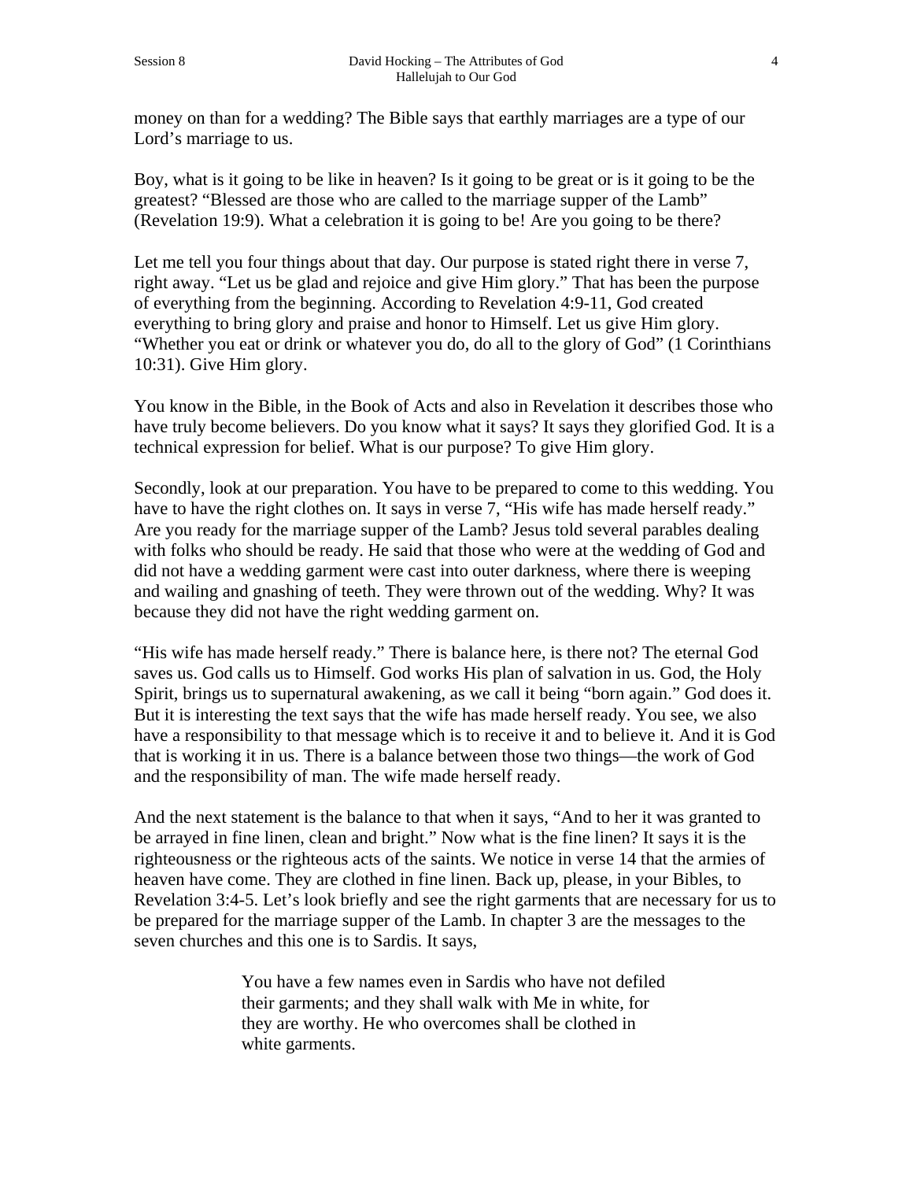money on than for a wedding? The Bible says that earthly marriages are a type of our Lord's marriage to us.

Boy, what is it going to be like in heaven? Is it going to be great or is it going to be the greatest? "Blessed are those who are called to the marriage supper of the Lamb" (Revelation 19:9). What a celebration it is going to be! Are you going to be there?

Let me tell you four things about that day. Our purpose is stated right there in verse 7, right away. "Let us be glad and rejoice and give Him glory." That has been the purpose of everything from the beginning. According to Revelation 4:9-11, God created everything to bring glory and praise and honor to Himself. Let us give Him glory. "Whether you eat or drink or whatever you do, do all to the glory of God" (1 Corinthians 10:31). Give Him glory.

You know in the Bible, in the Book of Acts and also in Revelation it describes those who have truly become believers. Do you know what it says? It says they glorified God. It is a technical expression for belief. What is our purpose? To give Him glory.

Secondly, look at our preparation. You have to be prepared to come to this wedding. You have to have the right clothes on. It says in verse 7, "His wife has made herself ready." Are you ready for the marriage supper of the Lamb? Jesus told several parables dealing with folks who should be ready. He said that those who were at the wedding of God and did not have a wedding garment were cast into outer darkness, where there is weeping and wailing and gnashing of teeth. They were thrown out of the wedding. Why? It was because they did not have the right wedding garment on.

"His wife has made herself ready." There is balance here, is there not? The eternal God saves us. God calls us to Himself. God works His plan of salvation in us. God, the Holy Spirit, brings us to supernatural awakening, as we call it being "born again." God does it. But it is interesting the text says that the wife has made herself ready. You see, we also have a responsibility to that message which is to receive it and to believe it. And it is God that is working it in us. There is a balance between those two things—the work of God and the responsibility of man. The wife made herself ready.

And the next statement is the balance to that when it says, "And to her it was granted to be arrayed in fine linen, clean and bright." Now what is the fine linen? It says it is the righteousness or the righteous acts of the saints. We notice in verse 14 that the armies of heaven have come. They are clothed in fine linen. Back up, please, in your Bibles, to Revelation 3:4-5. Let's look briefly and see the right garments that are necessary for us to be prepared for the marriage supper of the Lamb. In chapter 3 are the messages to the seven churches and this one is to Sardis. It says,

> You have a few names even in Sardis who have not defiled their garments; and they shall walk with Me in white, for they are worthy. He who overcomes shall be clothed in white garments.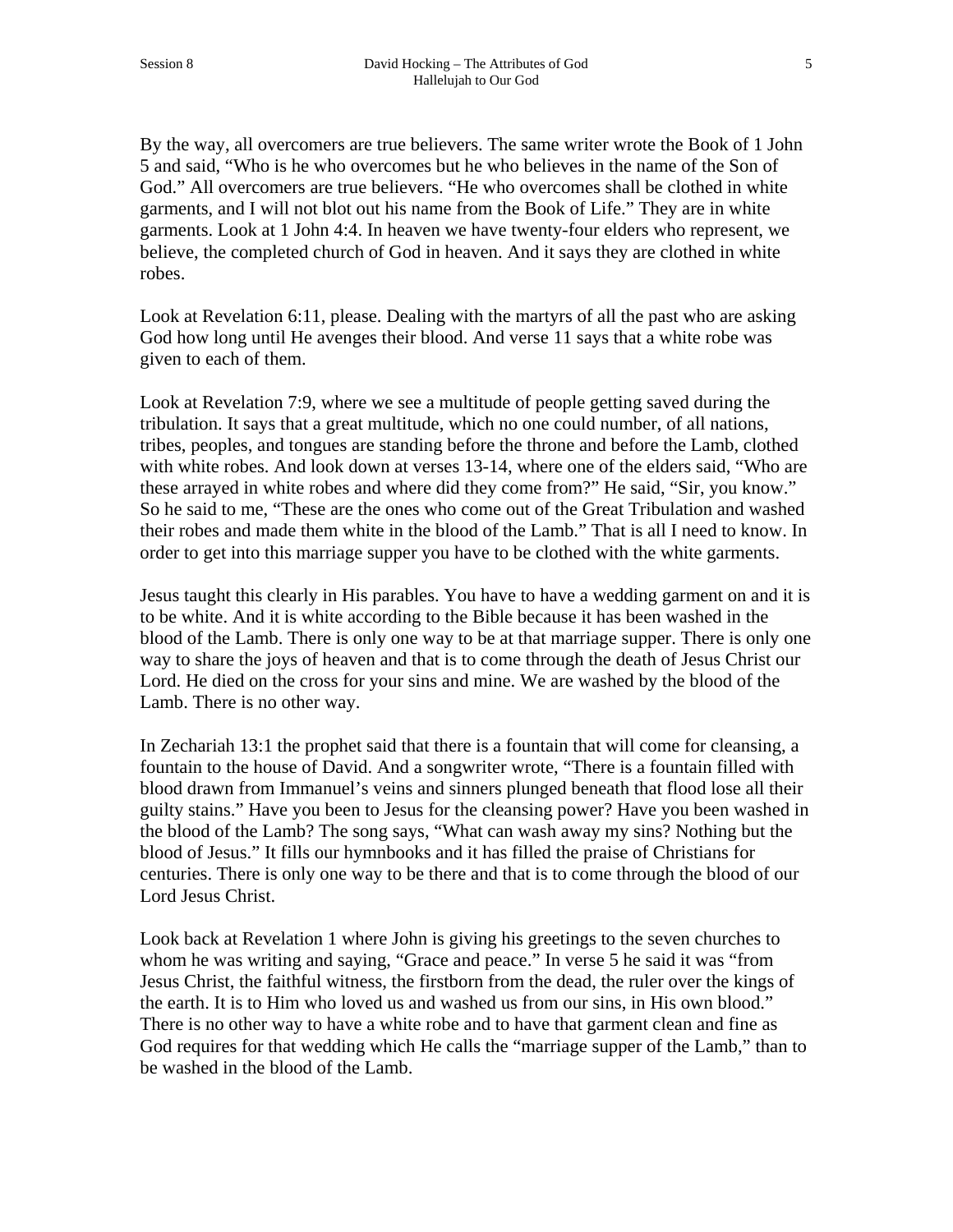By the way, all overcomers are true believers. The same writer wrote the Book of 1 John 5 and said, "Who is he who overcomes but he who believes in the name of the Son of God." All overcomers are true believers. "He who overcomes shall be clothed in white garments, and I will not blot out his name from the Book of Life." They are in white garments. Look at 1 John 4:4. In heaven we have twenty-four elders who represent, we believe, the completed church of God in heaven. And it says they are clothed in white robes.

Look at Revelation 6:11, please. Dealing with the martyrs of all the past who are asking God how long until He avenges their blood. And verse 11 says that a white robe was given to each of them.

Look at Revelation 7:9, where we see a multitude of people getting saved during the tribulation. It says that a great multitude, which no one could number, of all nations, tribes, peoples, and tongues are standing before the throne and before the Lamb, clothed with white robes. And look down at verses 13-14, where one of the elders said, "Who are these arrayed in white robes and where did they come from?" He said, "Sir, you know." So he said to me, "These are the ones who come out of the Great Tribulation and washed their robes and made them white in the blood of the Lamb." That is all I need to know. In order to get into this marriage supper you have to be clothed with the white garments.

Jesus taught this clearly in His parables. You have to have a wedding garment on and it is to be white. And it is white according to the Bible because it has been washed in the blood of the Lamb. There is only one way to be at that marriage supper. There is only one way to share the joys of heaven and that is to come through the death of Jesus Christ our Lord. He died on the cross for your sins and mine. We are washed by the blood of the Lamb. There is no other way.

In Zechariah 13:1 the prophet said that there is a fountain that will come for cleansing, a fountain to the house of David. And a songwriter wrote, "There is a fountain filled with blood drawn from Immanuel's veins and sinners plunged beneath that flood lose all their guilty stains." Have you been to Jesus for the cleansing power? Have you been washed in the blood of the Lamb? The song says, "What can wash away my sins? Nothing but the blood of Jesus." It fills our hymnbooks and it has filled the praise of Christians for centuries. There is only one way to be there and that is to come through the blood of our Lord Jesus Christ.

Look back at Revelation 1 where John is giving his greetings to the seven churches to whom he was writing and saying, "Grace and peace." In verse 5 he said it was "from Jesus Christ, the faithful witness, the firstborn from the dead, the ruler over the kings of the earth. It is to Him who loved us and washed us from our sins, in His own blood." There is no other way to have a white robe and to have that garment clean and fine as God requires for that wedding which He calls the "marriage supper of the Lamb," than to be washed in the blood of the Lamb.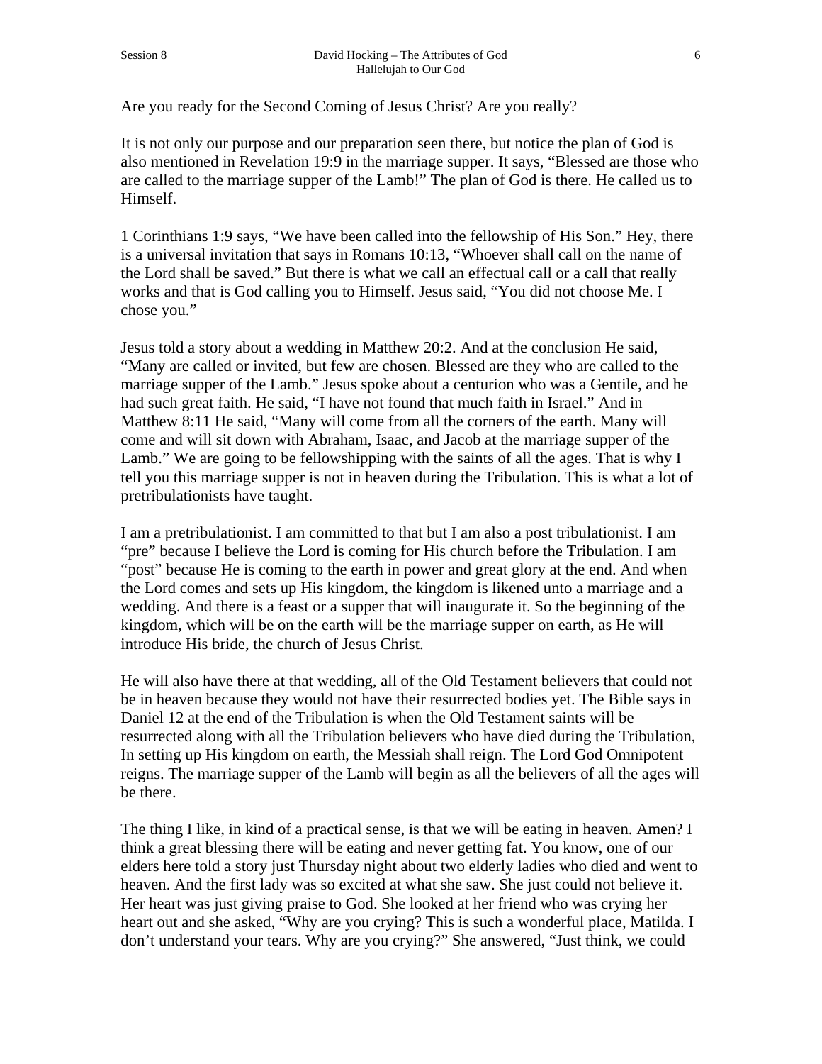Are you ready for the Second Coming of Jesus Christ? Are you really?

It is not only our purpose and our preparation seen there, but notice the plan of God is also mentioned in Revelation 19:9 in the marriage supper. It says, "Blessed are those who are called to the marriage supper of the Lamb!" The plan of God is there. He called us to Himself.

1 Corinthians 1:9 says, "We have been called into the fellowship of His Son." Hey, there is a universal invitation that says in Romans 10:13, "Whoever shall call on the name of the Lord shall be saved." But there is what we call an effectual call or a call that really works and that is God calling you to Himself. Jesus said, "You did not choose Me. I chose you."

Jesus told a story about a wedding in Matthew 20:2. And at the conclusion He said, "Many are called or invited, but few are chosen. Blessed are they who are called to the marriage supper of the Lamb." Jesus spoke about a centurion who was a Gentile, and he had such great faith. He said, "I have not found that much faith in Israel." And in Matthew 8:11 He said, "Many will come from all the corners of the earth. Many will come and will sit down with Abraham, Isaac, and Jacob at the marriage supper of the Lamb." We are going to be fellowshipping with the saints of all the ages. That is why I tell you this marriage supper is not in heaven during the Tribulation. This is what a lot of pretribulationists have taught.

I am a pretribulationist. I am committed to that but I am also a post tribulationist. I am "pre" because I believe the Lord is coming for His church before the Tribulation. I am "post" because He is coming to the earth in power and great glory at the end. And when the Lord comes and sets up His kingdom, the kingdom is likened unto a marriage and a wedding. And there is a feast or a supper that will inaugurate it. So the beginning of the kingdom, which will be on the earth will be the marriage supper on earth, as He will introduce His bride, the church of Jesus Christ.

He will also have there at that wedding, all of the Old Testament believers that could not be in heaven because they would not have their resurrected bodies yet. The Bible says in Daniel 12 at the end of the Tribulation is when the Old Testament saints will be resurrected along with all the Tribulation believers who have died during the Tribulation, In setting up His kingdom on earth, the Messiah shall reign. The Lord God Omnipotent reigns. The marriage supper of the Lamb will begin as all the believers of all the ages will be there.

The thing I like, in kind of a practical sense, is that we will be eating in heaven. Amen? I think a great blessing there will be eating and never getting fat. You know, one of our elders here told a story just Thursday night about two elderly ladies who died and went to heaven. And the first lady was so excited at what she saw. She just could not believe it. Her heart was just giving praise to God. She looked at her friend who was crying her heart out and she asked, "Why are you crying? This is such a wonderful place, Matilda. I don't understand your tears. Why are you crying?" She answered, "Just think, we could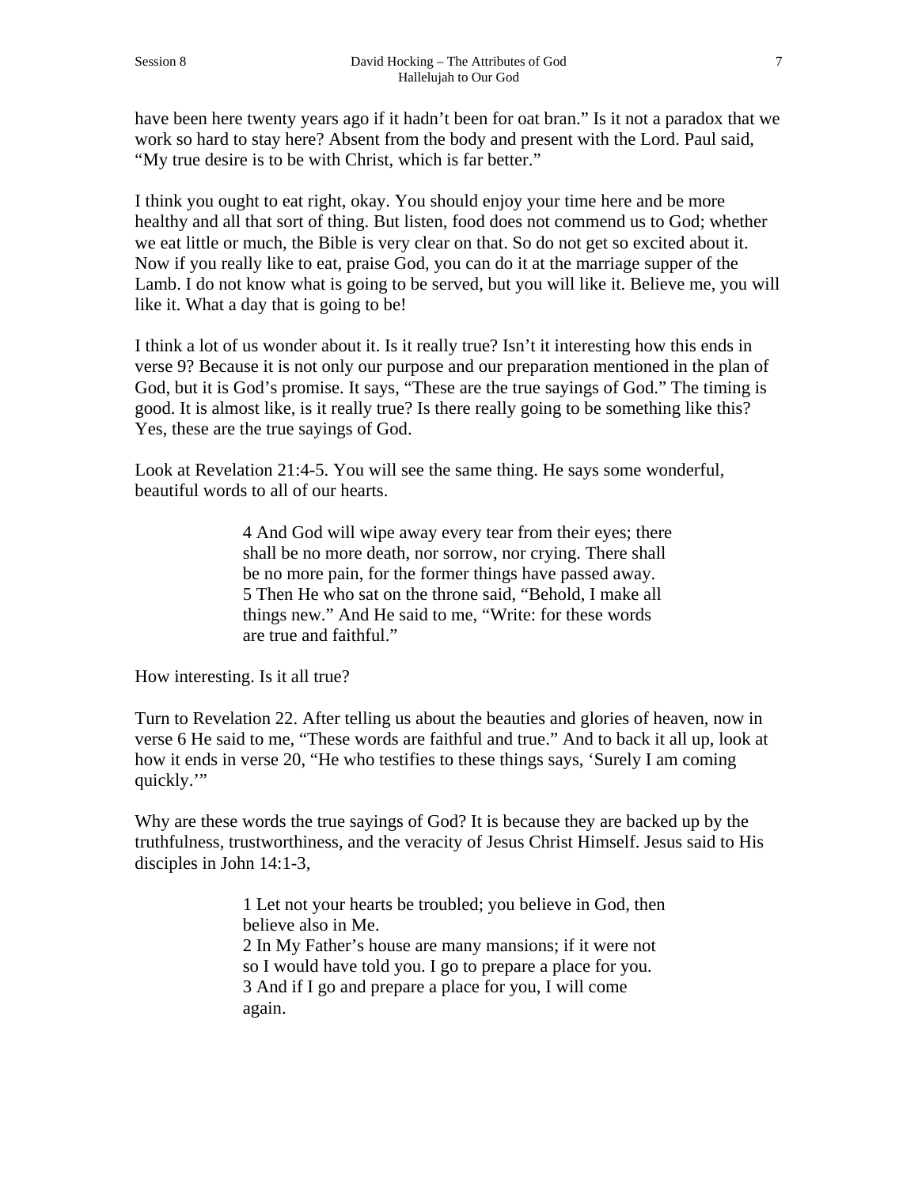have been here twenty years ago if it hadn't been for oat bran." Is it not a paradox that we work so hard to stay here? Absent from the body and present with the Lord. Paul said, "My true desire is to be with Christ, which is far better."

I think you ought to eat right, okay. You should enjoy your time here and be more healthy and all that sort of thing. But listen, food does not commend us to God; whether we eat little or much, the Bible is very clear on that. So do not get so excited about it. Now if you really like to eat, praise God, you can do it at the marriage supper of the Lamb. I do not know what is going to be served, but you will like it. Believe me, you will like it. What a day that is going to be!

I think a lot of us wonder about it. Is it really true? Isn't it interesting how this ends in verse 9? Because it is not only our purpose and our preparation mentioned in the plan of God, but it is God's promise. It says, "These are the true sayings of God." The timing is good. It is almost like, is it really true? Is there really going to be something like this? Yes, these are the true sayings of God.

Look at Revelation 21:4-5. You will see the same thing. He says some wonderful, beautiful words to all of our hearts.

> 4 And God will wipe away every tear from their eyes; there shall be no more death, nor sorrow, nor crying. There shall be no more pain, for the former things have passed away.
> 5 Then He who sat on the throne said, "Behold, I make all things new." And He said to me, "Write: for these words are true and faithful."

How interesting. Is it all true?

Turn to Revelation 22. After telling us about the beauties and glories of heaven, now in verse 6 He said to me, "These words are faithful and true." And to back it all up, look at how it ends in verse 20, "He who testifies to these things says, 'Surely I am coming quickly.'"

Why are these words the true sayings of God? It is because they are backed up by the truthfulness, trustworthiness, and the veracity of Jesus Christ Himself. Jesus said to His disciples in John 14:1-3,

> 1 Let not your hearts be troubled; you believe in God, then believe also in Me.
> 2 In My Father's house are many mansions; if it were not so I would have told you. I go to prepare a place for you.
> 3 And if I go and prepare a place for you, I will come again.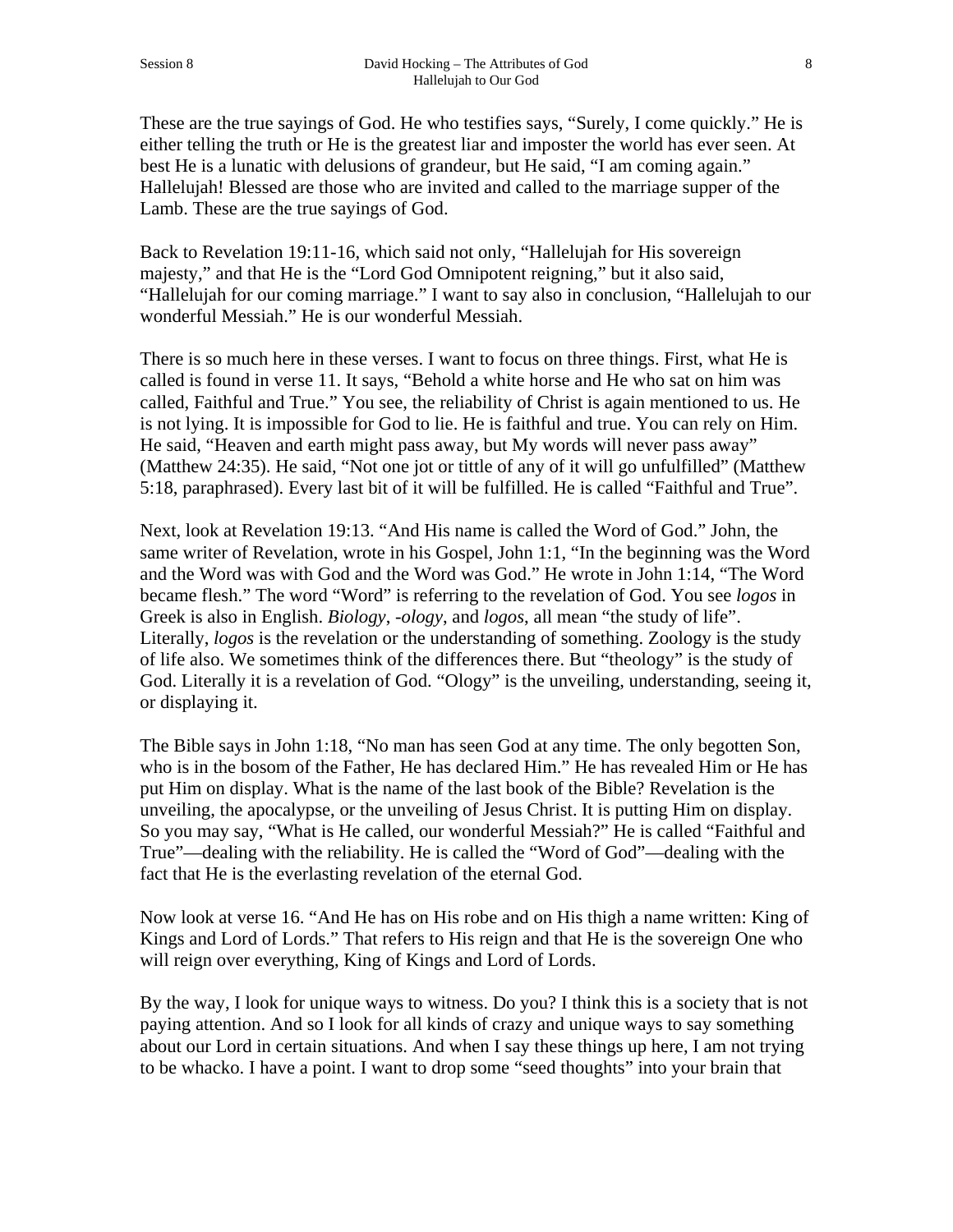These are the true sayings of God. He who testifies says, “Surely, I come quickly.” He is either telling the truth or He is the greatest liar and imposter the world has ever seen. At best He is a lunatic with delusions of grandeur, but He said, “I am coming again.” Hallelujah! Blessed are those who are invited and called to the marriage supper of the Lamb. These are the true sayings of God.

Back to Revelation 19:11-16, which said not only, “Hallelujah for His sovereign majesty,” and that He is the “Lord God Omnipotent reigning,” but it also said, “Hallelujah for our coming marriage.” I want to say also in conclusion, “Hallelujah to our wonderful Messiah.” He is our wonderful Messiah.

There is so much here in these verses. I want to focus on three things. First, what He is called is found in verse 11. It says, “Behold a white horse and He who sat on him was called, Faithful and True.” You see, the reliability of Christ is again mentioned to us. He is not lying. It is impossible for God to lie. He is faithful and true. You can rely on Him. He said, “Heaven and earth might pass away, but My words will never pass away” (Matthew 24:35). He said, “Not one jot or tittle of any of it will go unfulfilled” (Matthew 5:18, paraphrased). Every last bit of it will be fulfilled. He is called “Faithful and True”.

Next, look at Revelation 19:13. “And His name is called the Word of God.” John, the same writer of Revelation, wrote in his Gospel, John 1:1, “In the beginning was the Word and the Word was with God and the Word was God.” He wrote in John 1:14, “The Word became flesh.” The word “Word” is referring to the revelation of God. You see *logos* in Greek is also in English. *Biology*, *-ology*, and *logos*, all mean “the study of life”. Literally, *logos* is the revelation or the understanding of something. Zoology is the study of life also. We sometimes think of the differences there. But “theology” is the study of God. Literally it is a revelation of God. “Ology” is the unveiling, understanding, seeing it, or displaying it.

The Bible says in John 1:18, “No man has seen God at any time. The only begotten Son, who is in the bosom of the Father, He has declared Him.” He has revealed Him or He has put Him on display. What is the name of the last book of the Bible? Revelation is the unveiling, the apocalypse, or the unveiling of Jesus Christ. It is putting Him on display. So you may say, “What is He called, our wonderful Messiah?” He is called “Faithful and True”—dealing with the reliability. He is called the “Word of God”—dealing with the fact that He is the everlasting revelation of the eternal God.

Now look at verse 16. “And He has on His robe and on His thigh a name written: King of Kings and Lord of Lords.” That refers to His reign and that He is the sovereign One who will reign over everything, King of Kings and Lord of Lords.

By the way, I look for unique ways to witness. Do you? I think this is a society that is not paying attention. And so I look for all kinds of crazy and unique ways to say something about our Lord in certain situations. And when I say these things up here, I am not trying to be whacko. I have a point. I want to drop some “seed thoughts” into your brain that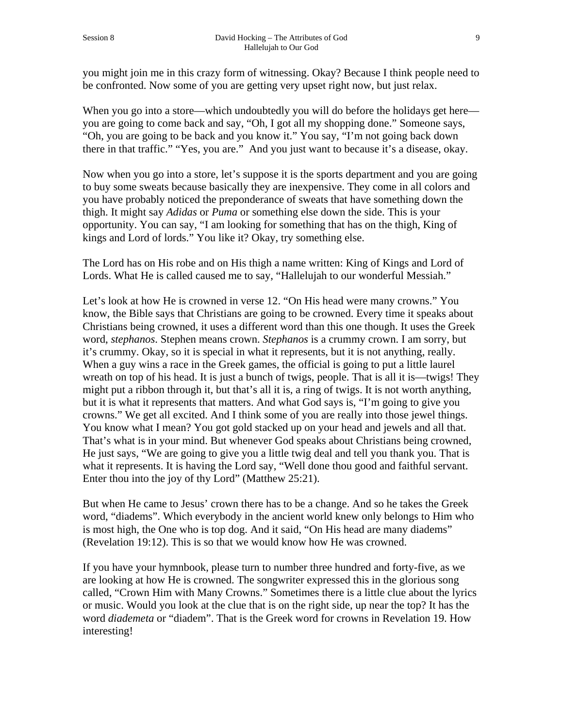you might join me in this crazy form of witnessing. Okay? Because I think people need to be confronted. Now some of you are getting very upset right now, but just relax.

When you go into a store—which undoubtedly you will do before the holidays get here—you are going to come back and say, "Oh, I got all my shopping done." Someone says, "Oh, you are going to be back and you know it." You say, "I'm not going back down there in that traffic." "Yes, you are." And you just want to because it's a disease, okay.

Now when you go into a store, let's suppose it is the sports department and you are going to buy some sweats because basically they are inexpensive. They come in all colors and you have probably noticed the preponderance of sweats that have something down the thigh. It might say *Adidas* or *Puma* or something else down the side. This is your opportunity. You can say, "I am looking for something that has on the thigh, King of kings and Lord of lords." You like it? Okay, try something else.

The Lord has on His robe and on His thigh a name written: King of Kings and Lord of Lords. What He is called caused me to say, "Hallelujah to our wonderful Messiah."

Let's look at how He is crowned in verse 12. "On His head were many crowns." You know, the Bible says that Christians are going to be crowned. Every time it speaks about Christians being crowned, it uses a different word than this one though. It uses the Greek word, *stephanos*. Stephen means crown. *Stephanos* is a crummy crown. I am sorry, but it's crummy. Okay, so it is special in what it represents, but it is not anything, really. When a guy wins a race in the Greek games, the official is going to put a little laurel wreath on top of his head. It is just a bunch of twigs, people. That is all it is—twigs! They might put a ribbon through it, but that's all it is, a ring of twigs. It is not worth anything, but it is what it represents that matters. And what God says is, "I'm going to give you crowns." We get all excited. And I think some of you are really into those jewel things. You know what I mean? You got gold stacked up on your head and jewels and all that. That's what is in your mind. But whenever God speaks about Christians being crowned, He just says, "We are going to give you a little twig deal and tell you thank you. That is what it represents. It is having the Lord say, "Well done thou good and faithful servant. Enter thou into the joy of thy Lord" (Matthew 25:21).

But when He came to Jesus' crown there has to be a change. And so he takes the Greek word, "diadems". Which everybody in the ancient world knew only belongs to Him who is most high, the One who is top dog. And it said, "On His head are many diadems" (Revelation 19:12). This is so that we would know how He was crowned.

If you have your hymnbook, please turn to number three hundred and forty-five, as we are looking at how He is crowned. The songwriter expressed this in the glorious song called, "Crown Him with Many Crowns." Sometimes there is a little clue about the lyrics or music. Would you look at the clue that is on the right side, up near the top? It has the word *diademeta* or "diadem". That is the Greek word for crowns in Revelation 19. How interesting!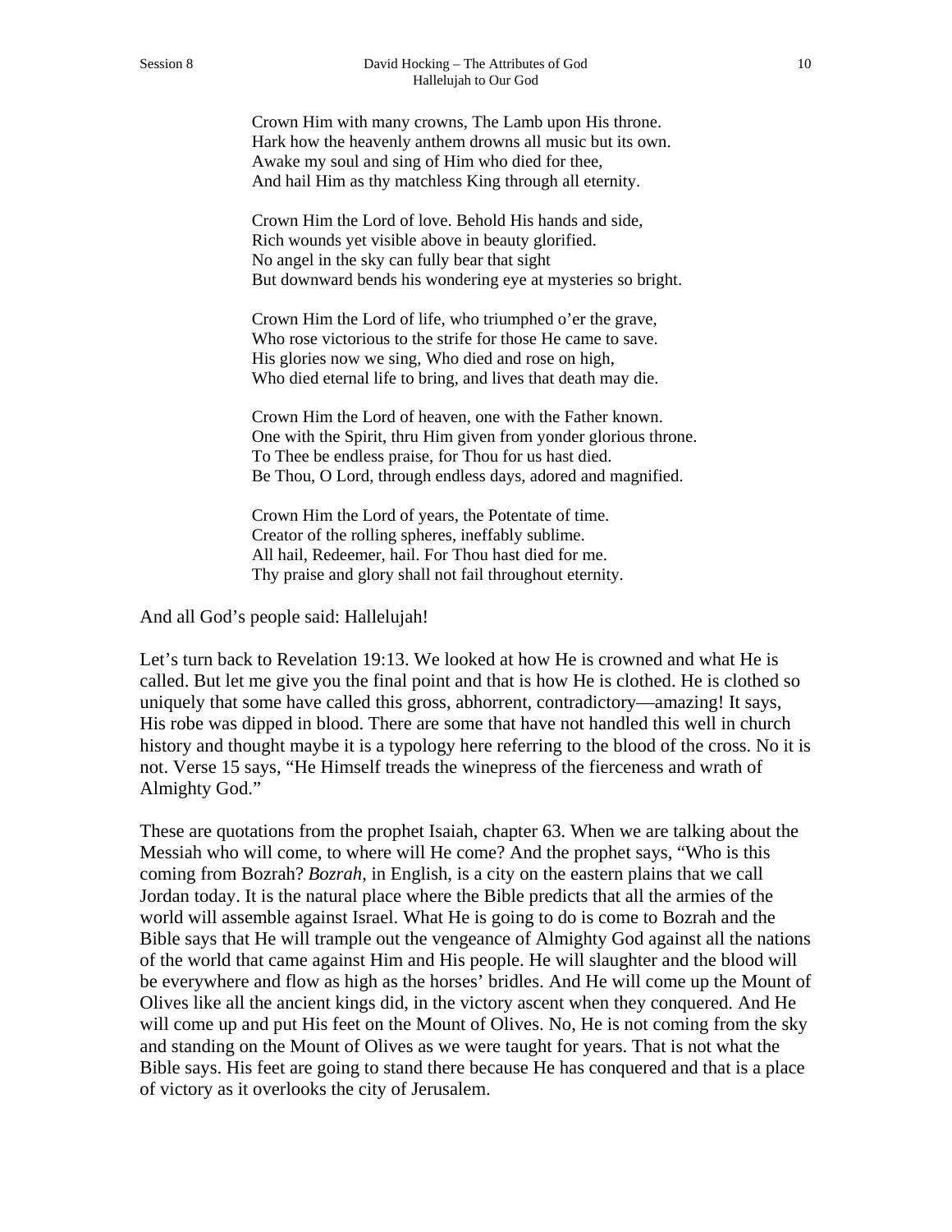Crown Him with many crowns, The Lamb upon His throne.  
Hark how the heavenly anthem drowns all music but its own.  
Awake my soul and sing of Him who died for thee,  
And hail Him as thy matchless King through all eternity.

Crown Him the Lord of love. Behold His hands and side,  
Rich wounds yet visible above in beauty glorified.  
No angel in the sky can fully bear that sight  
But downward bends his wondering eye at mysteries so bright.

Crown Him the Lord of life, who triumphed o'er the grave,  
Who rose victorious to the strife for those He came to save.  
His glories now we sing, Who died and rose on high,  
Who died eternal life to bring, and lives that death may die.

Crown Him the Lord of heaven, one with the Father known.  
One with the Spirit, thru Him given from yonder glorious throne.  
To Thee be endless praise, for Thou for us hast died.  
Be Thou, O Lord, through endless days, adored and magnified.

Crown Him the Lord of years, the Potentate of time.  
Creator of the rolling spheres, ineffably sublime.  
All hail, Redeemer, hail. For Thou hast died for me.  
Thy praise and glory shall not fail throughout eternity.

And all God's people said: Hallelujah!

Let's turn back to Revelation 19:13. We looked at how He is crowned and what He is called. But let me give you the final point and that is how He is clothed. He is clothed so uniquely that some have called this gross, abhorrent, contradictory—amazing! It says, His robe was dipped in blood. There are some that have not handled this well in church history and thought maybe it is a typology here referring to the blood of the cross. No it is not. Verse 15 says, "He Himself treads the winepress of the fierceness and wrath of Almighty God."

These are quotations from the prophet Isaiah, chapter 63. When we are talking about the Messiah who will come, to where will He come? And the prophet says, "Who is this coming from Bozrah? *Bozrah*, in English, is a city on the eastern plains that we call Jordan today. It is the natural place where the Bible predicts that all the armies of the world will assemble against Israel. What He is going to do is come to Bozrah and the Bible says that He will trample out the vengeance of Almighty God against all the nations of the world that came against Him and His people. He will slaughter and the blood will be everywhere and flow as high as the horses' bridles. And He will come up the Mount of Olives like all the ancient kings did, in the victory ascent when they conquered. And He will come up and put His feet on the Mount of Olives. No, He is not coming from the sky and standing on the Mount of Olives as we were taught for years. That is not what the Bible says. His feet are going to stand there because He has conquered and that is a place of victory as it overlooks the city of Jerusalem.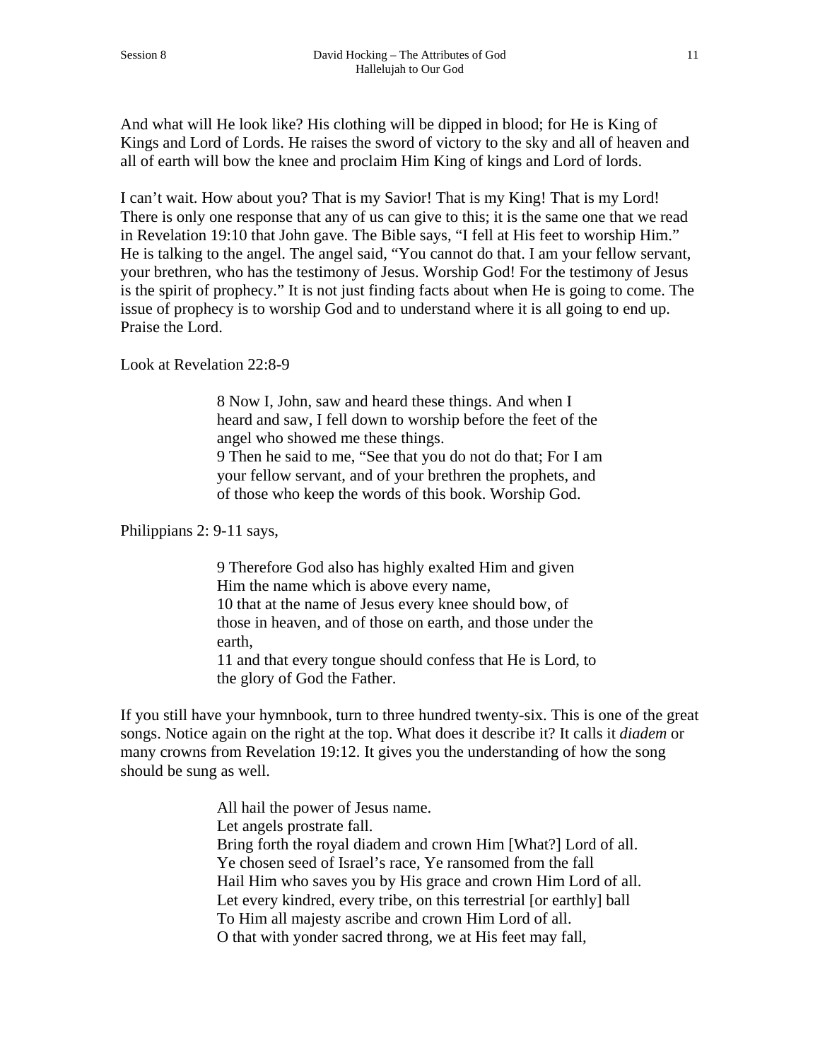And what will He look like? His clothing will be dipped in blood; for He is King of Kings and Lord of Lords. He raises the sword of victory to the sky and all of heaven and all of earth will bow the knee and proclaim Him King of kings and Lord of lords.

I can't wait. How about you? That is my Savior! That is my King! That is my Lord! There is only one response that any of us can give to this; it is the same one that we read in Revelation 19:10 that John gave. The Bible says, "I fell at His feet to worship Him." He is talking to the angel. The angel said, "You cannot do that. I am your fellow servant, your brethren, who has the testimony of Jesus. Worship God! For the testimony of Jesus is the spirit of prophecy." It is not just finding facts about when He is going to come. The issue of prophecy is to worship God and to understand where it is all going to end up. Praise the Lord.

Look at Revelation 22:8-9

> 8 Now I, John, saw and heard these things. And when I heard and saw, I fell down to worship before the feet of the angel who showed me these things.
> 9 Then he said to me, "See that you do not do that; For I am your fellow servant, and of your brethren the prophets, and of those who keep the words of this book. Worship God.

Philippians 2: 9-11 says,

> 9 Therefore God also has highly exalted Him and given Him the name which is above every name,
> 10 that at the name of Jesus every knee should bow, of those in heaven, and of those on earth, and those under the earth,
> 11 and that every tongue should confess that He is Lord, to the glory of God the Father.

If you still have your hymnbook, turn to three hundred twenty-six. This is one of the great songs. Notice again on the right at the top. What does it describe it? It calls it *diadem* or many crowns from Revelation 19:12. It gives you the understanding of how the song should be sung as well.

> All hail the power of Jesus name.
> Let angels prostrate fall.
> Bring forth the royal diadem and crown Him [What?] Lord of all.
> Ye chosen seed of Israel's race, Ye ransomed from the fall
> Hail Him who saves you by His grace and crown Him Lord of all.
> Let every kindred, every tribe, on this terrestrial [or earthly] ball
> To Him all majesty ascribe and crown Him Lord of all.
> O that with yonder sacred throng, we at His feet may fall,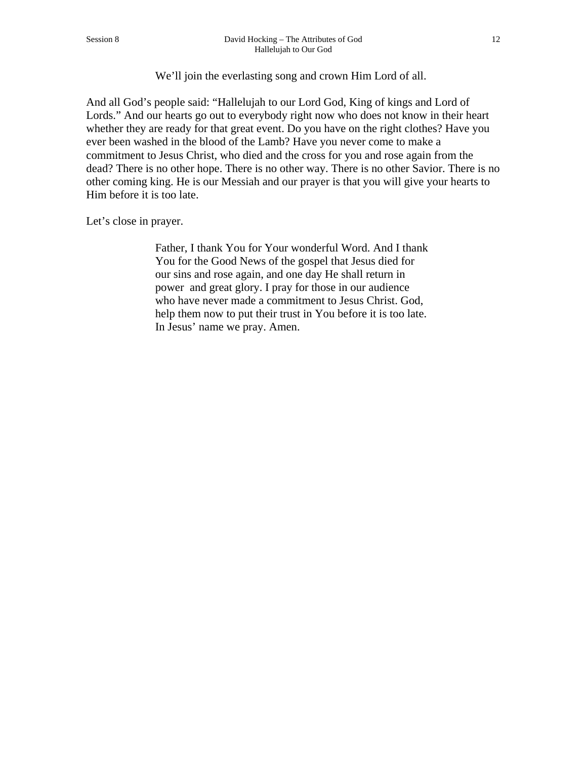We'll join the everlasting song and crown Him Lord of all.

And all God's people said: "Hallelujah to our Lord God, King of kings and Lord of Lords." And our hearts go out to everybody right now who does not know in their heart whether they are ready for that great event. Do you have on the right clothes? Have you ever been washed in the blood of the Lamb? Have you never come to make a commitment to Jesus Christ, who died and the cross for you and rose again from the dead? There is no other hope. There is no other way. There is no other Savior. There is no other coming king. He is our Messiah and our prayer is that you will give your hearts to Him before it is too late.

Let's close in prayer.

> Father, I thank You for Your wonderful Word. And I thank You for the Good News of the gospel that Jesus died for our sins and rose again, and one day He shall return in power and great glory. I pray for those in our audience who have never made a commitment to Jesus Christ. God, help them now to put their trust in You before it is too late. In Jesus' name we pray. Amen.